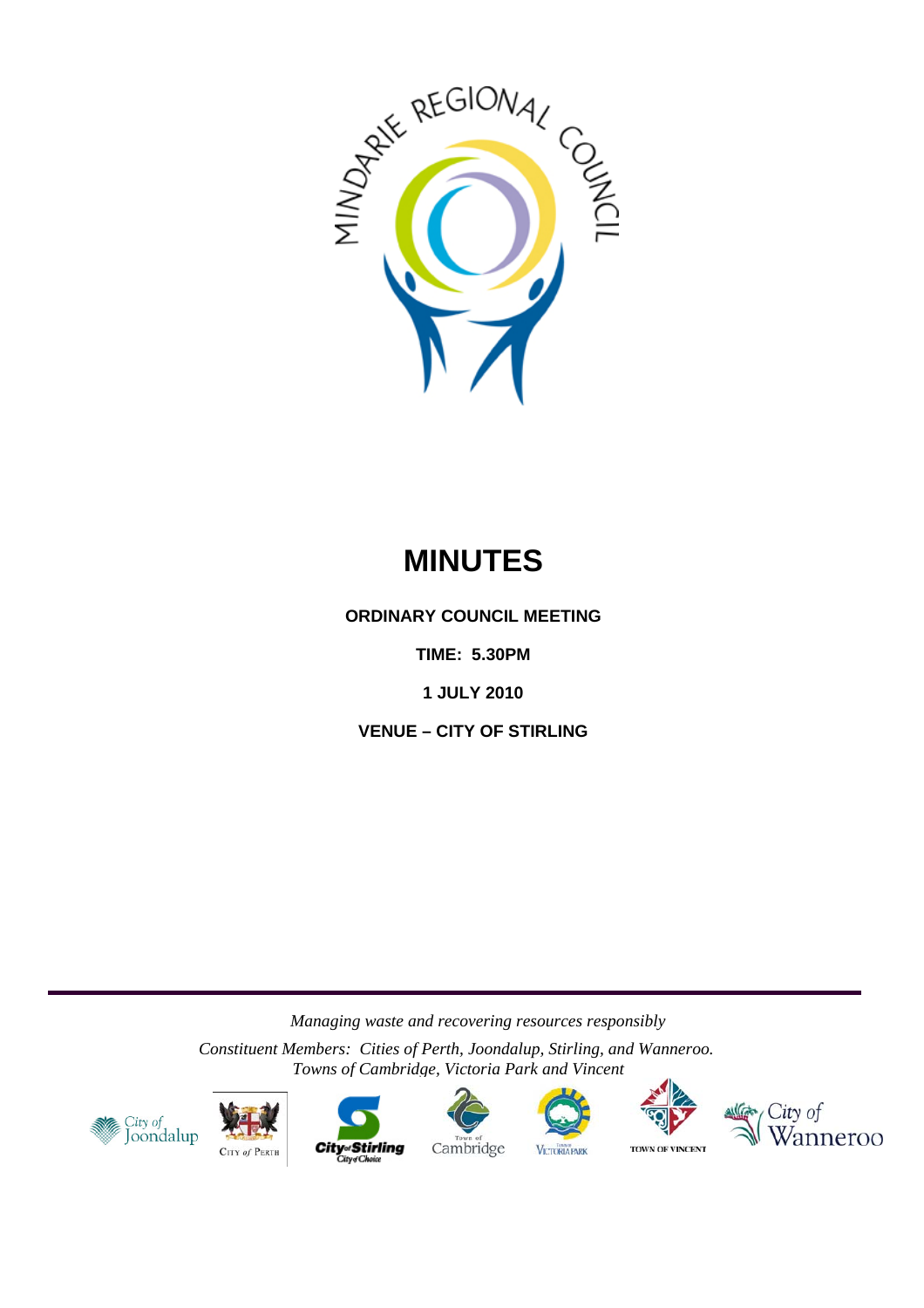# MINUTES

**ORDINARY COUNCIL MEETING**

**TIME: 5.30PM**

**1 JULY 2010**

**VENUE – CITY OF STIRLING**

*Managing waste and recovering resources responsibly*

*Constituent Members: Cities of Perth, Joondalup, Stirling, and Wanneroo. Towns of Cambridge, Victoria Park and Vincent*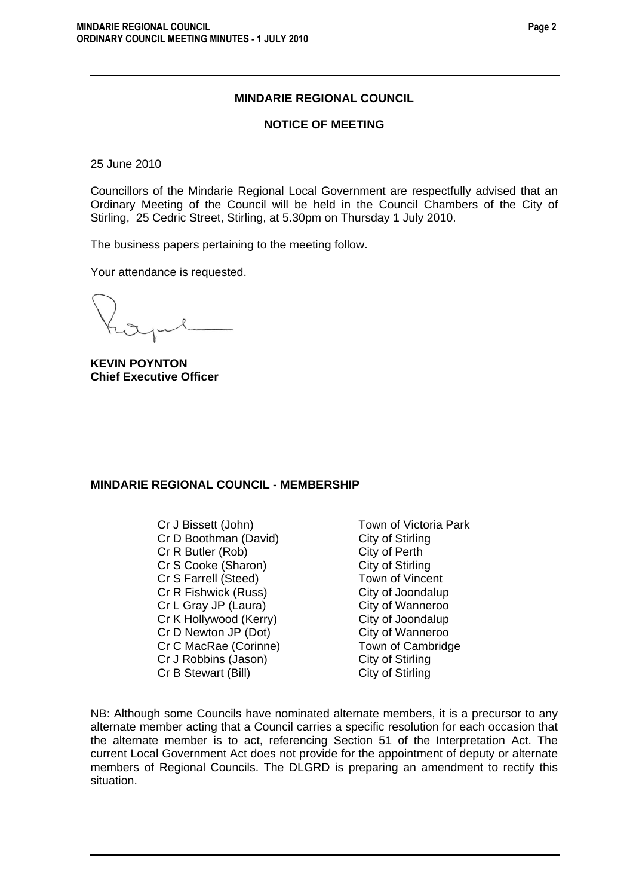## MINDARIE REGIONAL COUNCIL

### NOTICE OF MEETING

25 June 2010

Councillors of the Mindarie Regional Local Government are respectfully advised that an Ordinary Meeting of the Council will be held in the Council Chambers of the City of Stirling, 25 Cedric Street, Stirling, at 5.30pm on Thursday 1 July 2010.

The business papers pertaining to the meeting follow.

Your attendance is requested.

**KEVIN POYNTON**
**Chief Executive Officer**

### MINDARIE REGIONAL COUNCIL - MEMBERSHIP

| | |
|---|---|
| Cr J Bissett (John) | Town of Victoria Park |
| Cr D Boothman (David) | City of Stirling |
| Cr R Butler (Rob) | City of Perth |
| Cr S Cooke (Sharon) | City of Stirling |
| Cr S Farrell (Steed) | Town of Vincent |
| Cr R Fishwick (Russ) | City of Joondalup |
| Cr L Gray JP (Laura) | City of Wanneroo |
| Cr K Hollywood (Kerry) | City of Joondalup |
| Cr D Newton JP (Dot) | City of Wanneroo |
| Cr C MacRae (Corinne) | Town of Cambridge |
| Cr J Robbins (Jason) | City of Stirling |
| Cr B Stewart (Bill) | City of Stirling |

NB: Although some Councils have nominated alternate members, it is a precursor to any alternate member acting that a Council carries a specific resolution for each occasion that the alternate member is to act, referencing Section 51 of the Interpretation Act. The current Local Government Act does not provide for the appointment of deputy or alternate members of Regional Councils. The DLGRD is preparing an amendment to rectify this situation.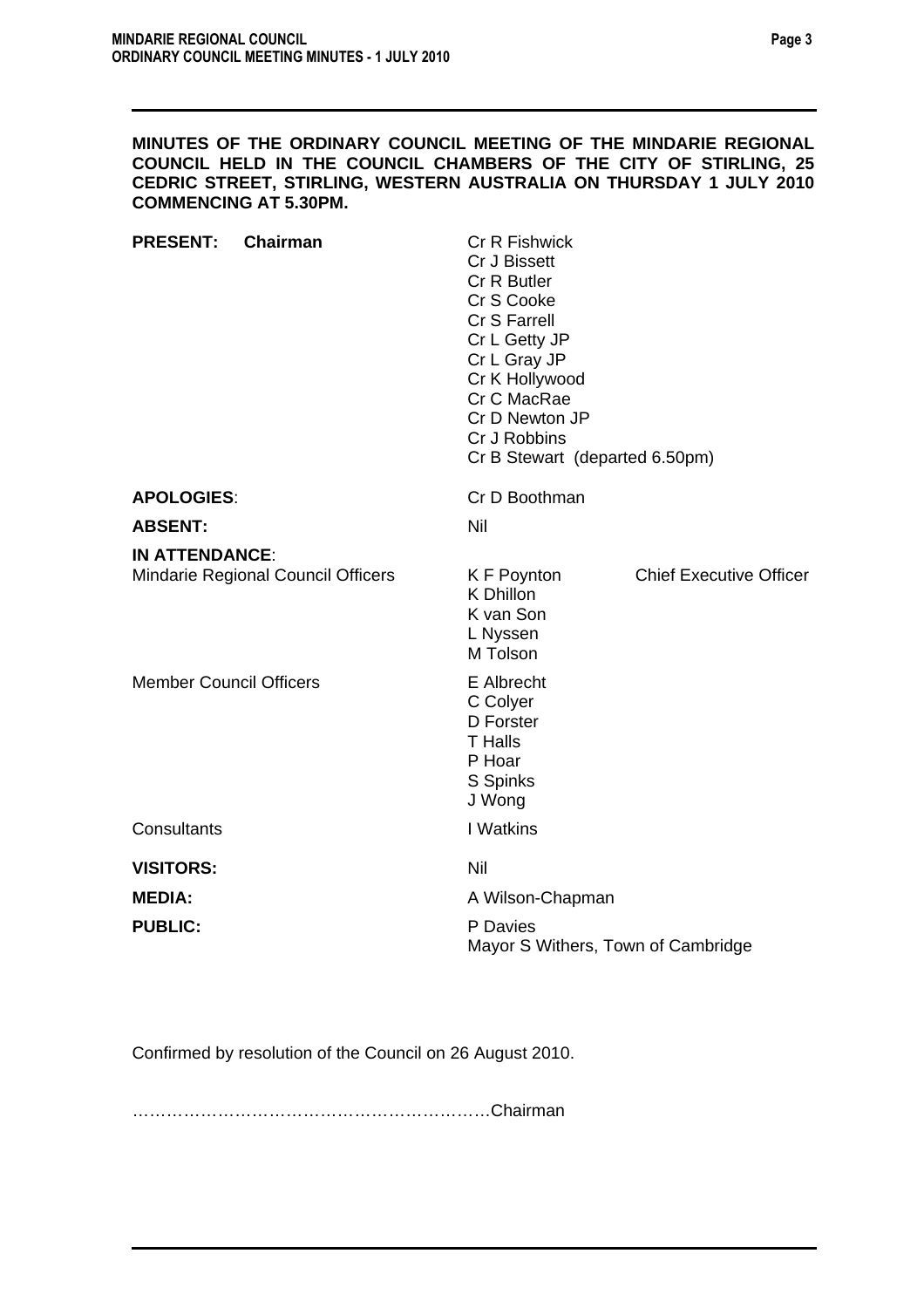**MINUTES OF THE ORDINARY COUNCIL MEETING OF THE MINDARIE REGIONAL COUNCIL HELD IN THE COUNCIL CHAMBERS OF THE CITY OF STIRLING, 25 CEDRIC STREET, STIRLING, WESTERN AUSTRALIA ON THURSDAY 1 JULY 2010 COMMENCING AT 5.30PM.**

**PRESENT:** **Chairman** Cr R Fishwick
Cr J Bissett
Cr R Butler
Cr S Cooke
Cr S Farrell
Cr L Getty JP
Cr L Gray JP
Cr K Hollywood
Cr C MacRae
Cr D Newton JP
Cr J Robbins
Cr B Stewart (departed 6.50pm)

**APOLOGIES**: Cr D Boothman

**ABSENT:** Nil

**IN ATTENDANCE**:

Mindarie Regional Council Officers:
K F Poynton – Chief Executive Officer
K Dhillon
K van Son
L Nyssen
M Tolson

Member Council Officers:
E Albrecht
C Colyer
D Forster
T Halls
P Hoar
S Spinks
J Wong

Consultants: I Watkins

**VISITORS:** Nil

**MEDIA:** A Wilson-Chapman

**PUBLIC:** P Davies
Mayor S Withers, Town of Cambridge

Confirmed by resolution of the Council on 26 August 2010.

………………………………………………………Chairman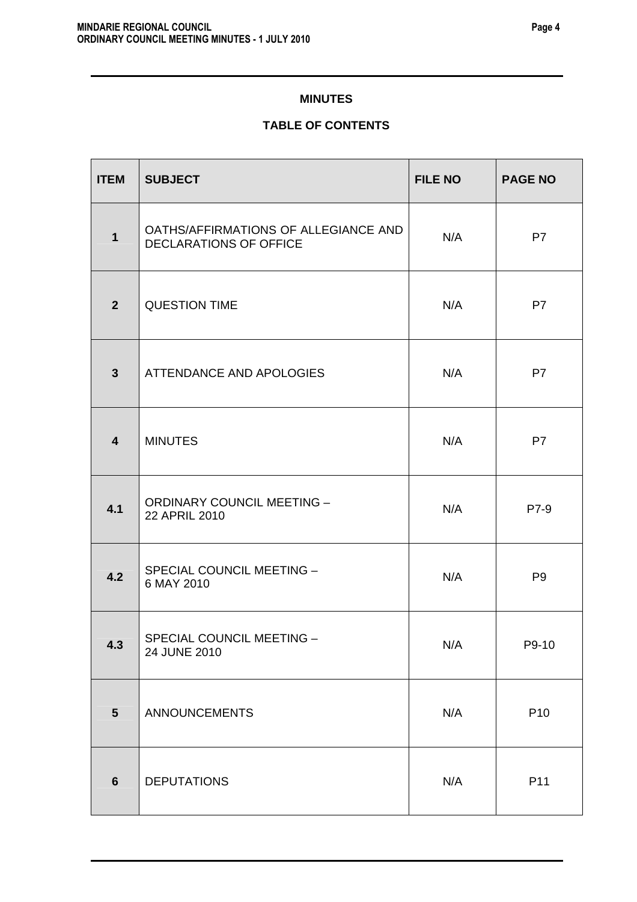## MINUTES

## TABLE OF CONTENTS

| ITEM | SUBJECT | FILE NO | PAGE NO |
| --- | --- | --- | --- |
| 1 | OATHS/AFFIRMATIONS OF ALLEGIANCE AND DECLARATIONS OF OFFICE | N/A | P7 |
| 2 | QUESTION TIME | N/A | P7 |
| 3 | ATTENDANCE AND APOLOGIES | N/A | P7 |
| 4 | MINUTES | N/A | P7 |
| 4.1 | ORDINARY COUNCIL MEETING – 22 APRIL 2010 | N/A | P7-9 |
| 4.2 | SPECIAL COUNCIL MEETING – 6 MAY 2010 | N/A | P9 |
| 4.3 | SPECIAL COUNCIL MEETING – 24 JUNE 2010 | N/A | P9-10 |
| 5 | ANNOUNCEMENTS | N/A | P10 |
| 6 | DEPUTATIONS | N/A | P11 |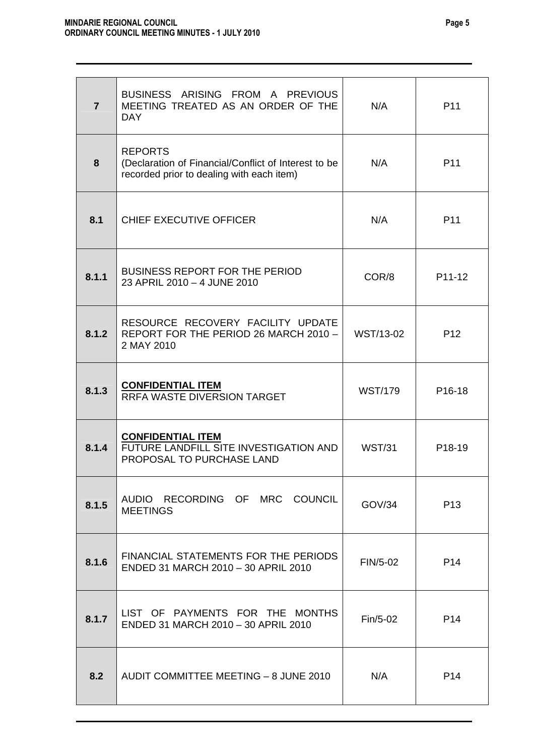| | | | |
|---|---|---|---|
| **7** | BUSINESS ARISING FROM A PREVIOUS MEETING TREATED AS AN ORDER OF THE DAY | N/A | P11 |
| **8** | REPORTS<br>(Declaration of Financial/Conflict of Interest to be recorded prior to dealing with each item) | N/A | P11 |
| **8.1** | CHIEF EXECUTIVE OFFICER | N/A | P11 |
| **8.1.1** | BUSINESS REPORT FOR THE PERIOD 23 APRIL 2010 – 4 JUNE 2010 | COR/8 | P11-12 |
| **8.1.2** | RESOURCE RECOVERY FACILITY UPDATE REPORT FOR THE PERIOD 26 MARCH 2010 – 2 MAY 2010 | WST/13-02 | P12 |
| **8.1.3** | **CONFIDENTIAL ITEM**<br>RRFA WASTE DIVERSION TARGET | WST/179 | P16-18 |
| **8.1.4** | **CONFIDENTIAL ITEM**<br>FUTURE LANDFILL SITE INVESTIGATION AND PROPOSAL TO PURCHASE LAND | WST/31 | P18-19 |
| **8.1.5** | AUDIO RECORDING OF MRC COUNCIL MEETINGS | GOV/34 | P13 |
| **8.1.6** | FINANCIAL STATEMENTS FOR THE PERIODS ENDED 31 MARCH 2010 – 30 APRIL 2010 | FIN/5-02 | P14 |
| **8.1.7** | LIST OF PAYMENTS FOR THE MONTHS ENDED 31 MARCH 2010 – 30 APRIL 2010 | Fin/5-02 | P14 |
| **8.2** | AUDIT COMMITTEE MEETING – 8 JUNE 2010 | N/A | P14 |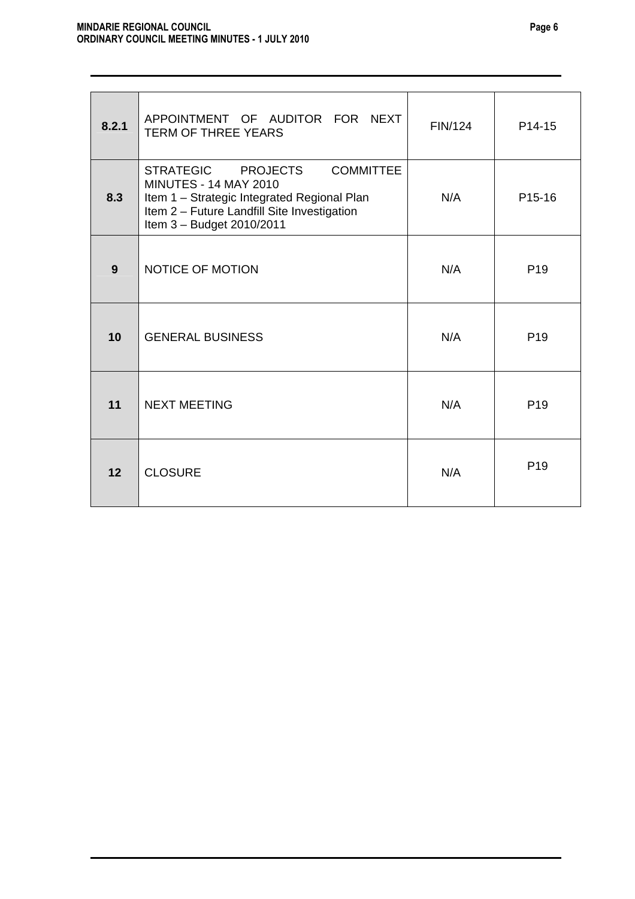| | | | |
|---|---|---|---|
| **8.2.1** | APPOINTMENT OF AUDITOR FOR NEXT TERM OF THREE YEARS | FIN/124 | P14-15 |
| **8.3** | STRATEGIC PROJECTS COMMITTEE MINUTES - 14 MAY 2010<br>Item 1 – Strategic Integrated Regional Plan<br>Item 2 – Future Landfill Site Investigation<br>Item 3 – Budget 2010/2011 | N/A | P15-16 |
| **9** | NOTICE OF MOTION | N/A | P19 |
| **10** | GENERAL BUSINESS | N/A | P19 |
| **11** | NEXT MEETING | N/A | P19 |
| **12** | CLOSURE | N/A | P19 |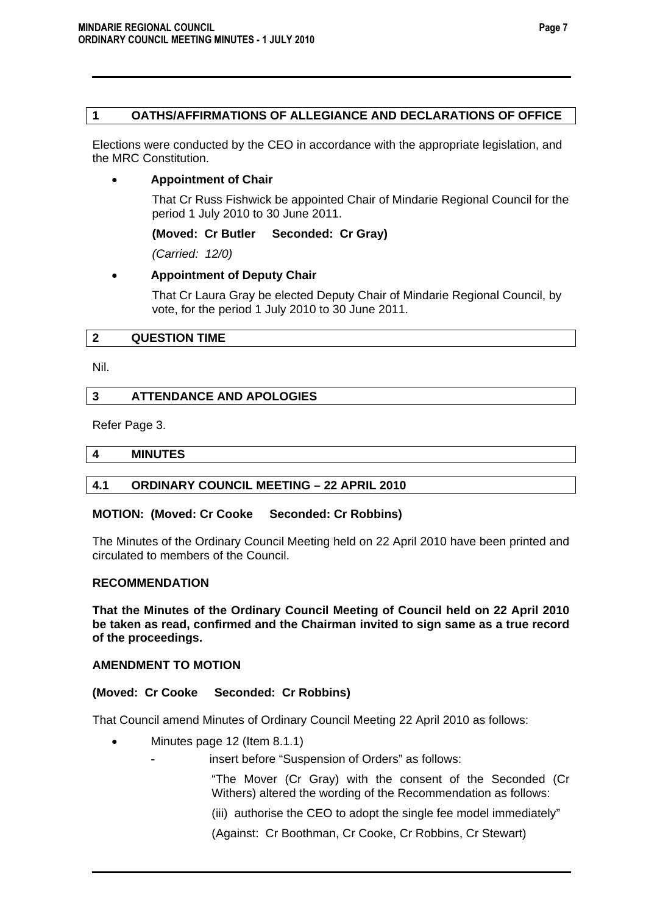## 1 OATHS/AFFIRMATIONS OF ALLEGIANCE AND DECLARATIONS OF OFFICE

Elections were conducted by the CEO in accordance with the appropriate legislation, and the MRC Constitution.

- **Appointment of Chair**

  That Cr Russ Fishwick be appointed Chair of Mindarie Regional Council for the period 1 July 2010 to 30 June 2011.

  **(Moved: Cr Butler Seconded: Cr Gray)**

  *(Carried: 12/0)*

- **Appointment of Deputy Chair**

  That Cr Laura Gray be elected Deputy Chair of Mindarie Regional Council, by vote, for the period 1 July 2010 to 30 June 2011.

## 2 QUESTION TIME

Nil.

## 3 ATTENDANCE AND APOLOGIES

Refer Page 3.

## 4 MINUTES

## 4.1 ORDINARY COUNCIL MEETING – 22 APRIL 2010

**MOTION: (Moved: Cr Cooke Seconded: Cr Robbins)**

The Minutes of the Ordinary Council Meeting held on 22 April 2010 have been printed and circulated to members of the Council.

**RECOMMENDATION**

**That the Minutes of the Ordinary Council Meeting of Council held on 22 April 2010 be taken as read, confirmed and the Chairman invited to sign same as a true record of the proceedings.**

**AMENDMENT TO MOTION**

**(Moved: Cr Cooke Seconded: Cr Robbins)**

That Council amend Minutes of Ordinary Council Meeting 22 April 2010 as follows:

- Minutes page 12 (Item 8.1.1)
  - insert before "Suspension of Orders" as follows:

    "The Mover (Cr Gray) with the consent of the Seconded (Cr Withers) altered the wording of the Recommendation as follows:

    (iii) authorise the CEO to adopt the single fee model immediately"

    (Against: Cr Boothman, Cr Cooke, Cr Robbins, Cr Stewart)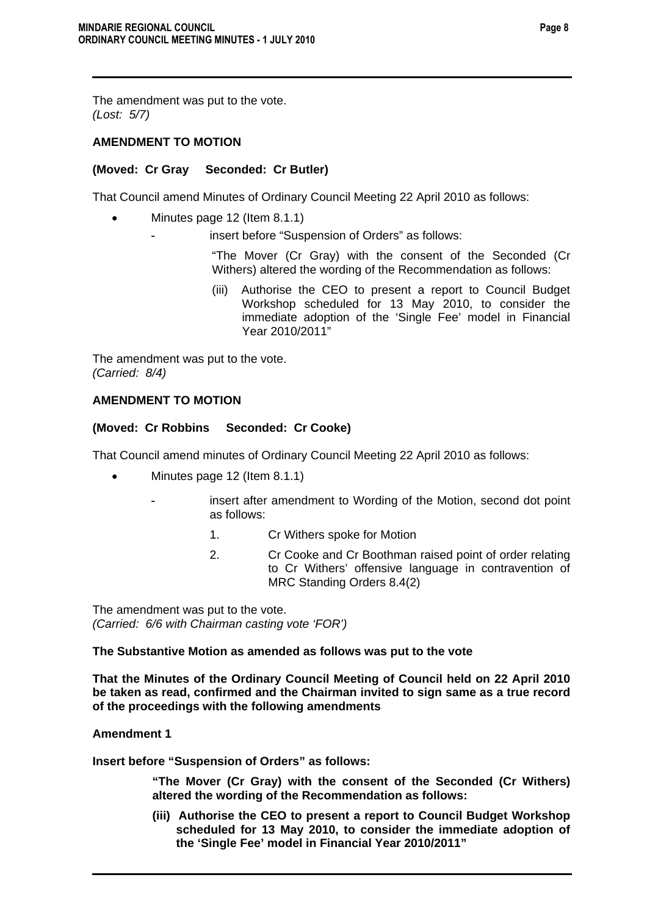The amendment was put to the vote.
*(Lost: 5/7)*

**AMENDMENT TO MOTION**

**(Moved: Cr Gray Seconded: Cr Butler)**

That Council amend Minutes of Ordinary Council Meeting 22 April 2010 as follows:

- Minutes page 12 (Item 8.1.1)
  - insert before "Suspension of Orders" as follows:

    "The Mover (Cr Gray) with the consent of the Seconded (Cr Withers) altered the wording of the Recommendation as follows:

    (iii) Authorise the CEO to present a report to Council Budget Workshop scheduled for 13 May 2010, to consider the immediate adoption of the 'Single Fee' model in Financial Year 2010/2011"

The amendment was put to the vote.
*(Carried: 8/4)*

**AMENDMENT TO MOTION**

**(Moved: Cr Robbins Seconded: Cr Cooke)**

That Council amend minutes of Ordinary Council Meeting 22 April 2010 as follows:

- Minutes page 12 (Item 8.1.1)
  - insert after amendment to Wording of the Motion, second dot point as follows:
    1. Cr Withers spoke for Motion
    2. Cr Cooke and Cr Boothman raised point of order relating to Cr Withers' offensive language in contravention of MRC Standing Orders 8.4(2)

The amendment was put to the vote.
*(Carried: 6/6 with Chairman casting vote 'FOR')*

**The Substantive Motion as amended as follows was put to the vote**

**That the Minutes of the Ordinary Council Meeting of Council held on 22 April 2010 be taken as read, confirmed and the Chairman invited to sign same as a true record of the proceedings with the following amendments**

**Amendment 1**

**Insert before "Suspension of Orders" as follows:**

> **"The Mover (Cr Gray) with the consent of the Seconded (Cr Withers) altered the wording of the Recommendation as follows:**
>
> **(iii) Authorise the CEO to present a report to Council Budget Workshop scheduled for 13 May 2010, to consider the immediate adoption of the 'Single Fee' model in Financial Year 2010/2011"**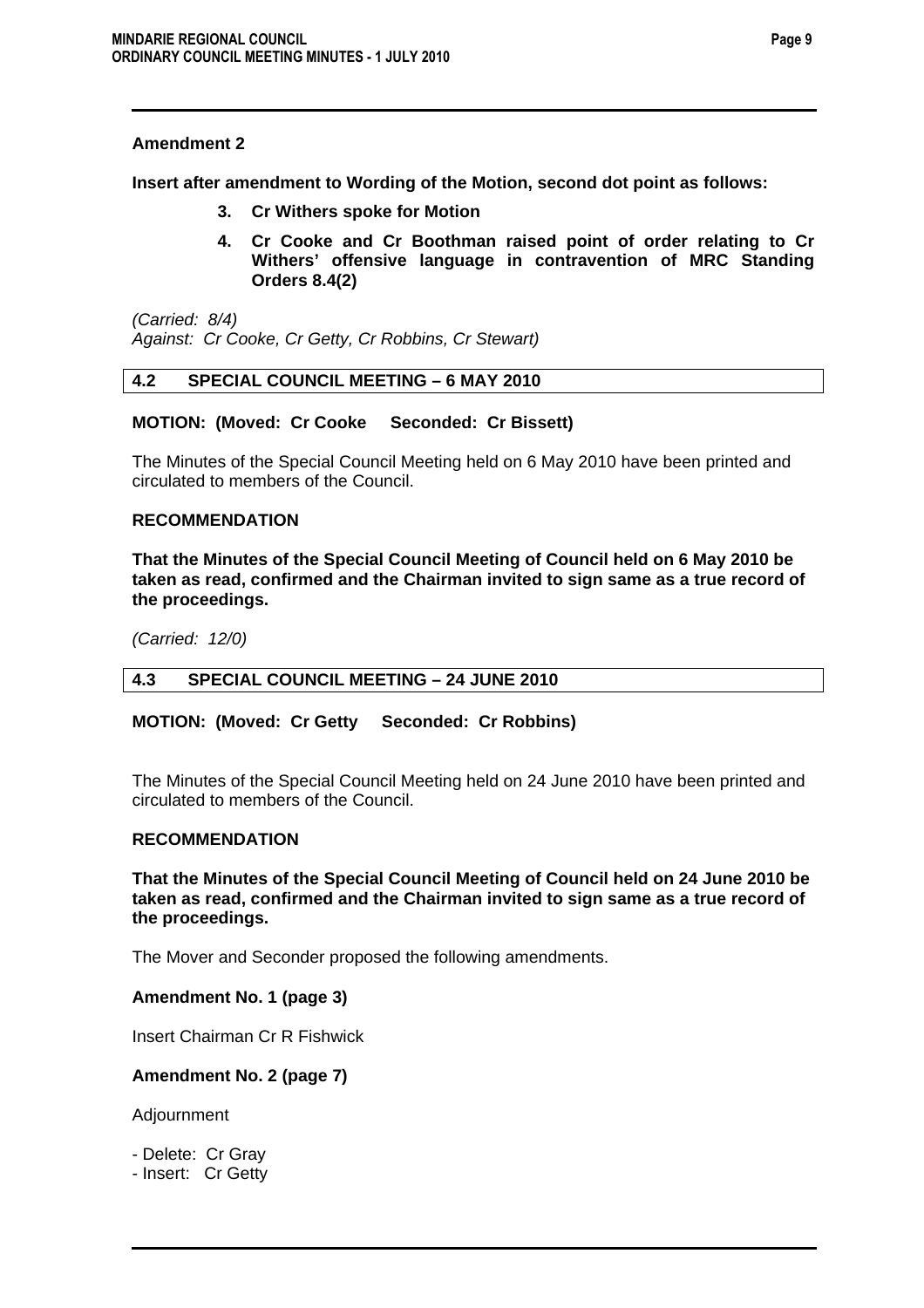**Amendment 2**

**Insert after amendment to Wording of the Motion, second dot point as follows:**

3. **Cr Withers spoke for Motion**
4. **Cr Cooke and Cr Boothman raised point of order relating to Cr Withers' offensive language in contravention of MRC Standing Orders 8.4(2)**

*(Carried: 8/4)*
*Against: Cr Cooke, Cr Getty, Cr Robbins, Cr Stewart)*

## 4.2 SPECIAL COUNCIL MEETING – 6 MAY 2010

**MOTION: (Moved: Cr Cooke Seconded: Cr Bissett)**

The Minutes of the Special Council Meeting held on 6 May 2010 have been printed and circulated to members of the Council.

**RECOMMENDATION**

**That the Minutes of the Special Council Meeting of Council held on 6 May 2010 be taken as read, confirmed and the Chairman invited to sign same as a true record of the proceedings.**

*(Carried: 12/0)*

## 4.3 SPECIAL COUNCIL MEETING – 24 JUNE 2010

**MOTION: (Moved: Cr Getty Seconded: Cr Robbins)**

The Minutes of the Special Council Meeting held on 24 June 2010 have been printed and circulated to members of the Council.

**RECOMMENDATION**

**That the Minutes of the Special Council Meeting of Council held on 24 June 2010 be taken as read, confirmed and the Chairman invited to sign same as a true record of the proceedings.**

The Mover and Seconder proposed the following amendments.

**Amendment No. 1 (page 3)**

Insert Chairman Cr R Fishwick

**Amendment No. 2 (page 7)**

Adjournment

- Delete: Cr Gray
- Insert: Cr Getty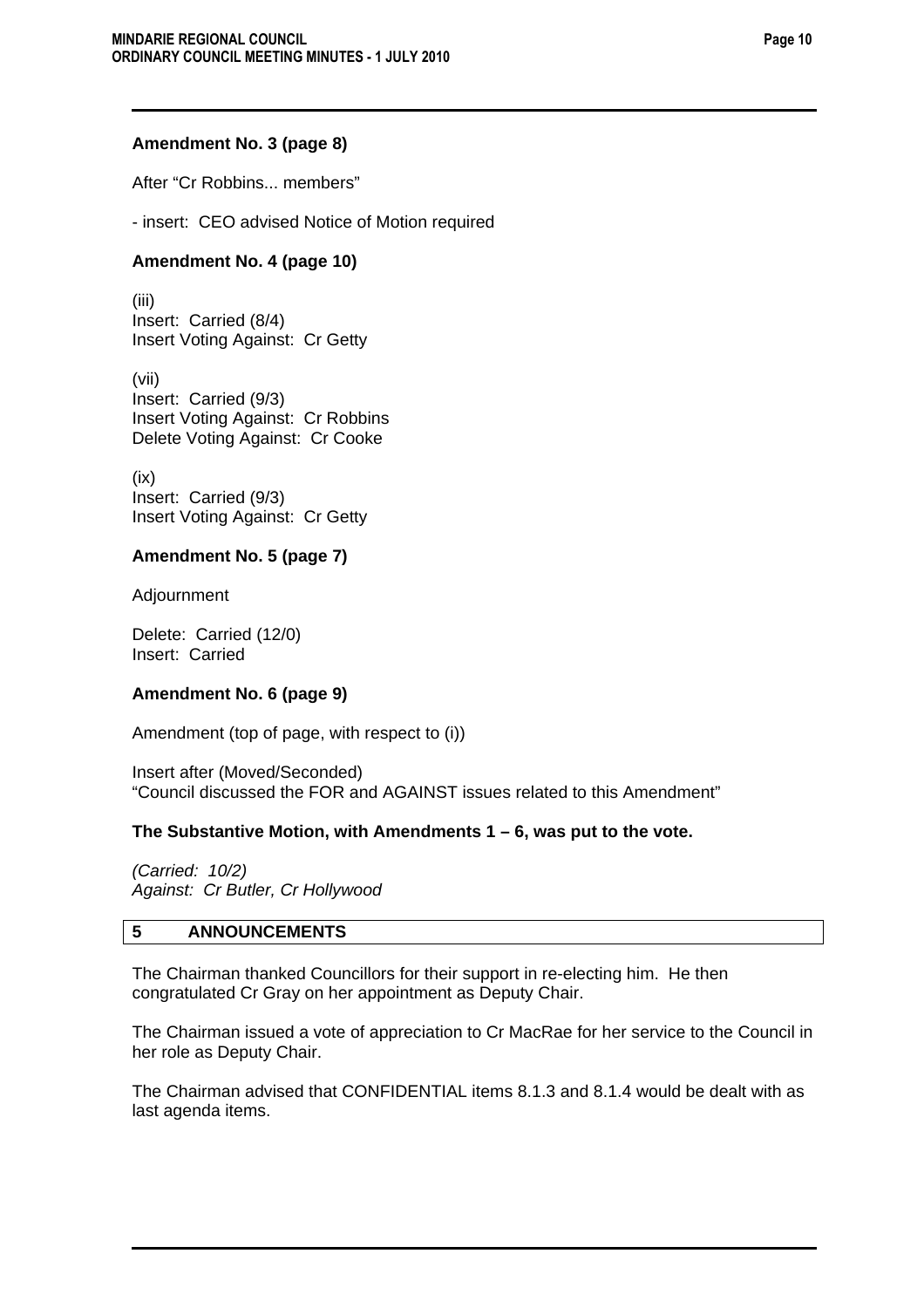**Amendment No. 3 (page 8)**

After "Cr Robbins... members"

- insert: CEO advised Notice of Motion required

**Amendment No. 4 (page 10)**

(iii)
Insert: Carried (8/4)
Insert Voting Against: Cr Getty

(vii)
Insert: Carried (9/3)
Insert Voting Against: Cr Robbins
Delete Voting Against: Cr Cooke

(ix)
Insert: Carried (9/3)
Insert Voting Against: Cr Getty

**Amendment No. 5 (page 7)**

Adjournment

Delete: Carried (12/0)
Insert: Carried

**Amendment No. 6 (page 9)**

Amendment (top of page, with respect to (i))

Insert after (Moved/Seconded)
"Council discussed the FOR and AGAINST issues related to this Amendment"

**The Substantive Motion, with Amendments 1 – 6, was put to the vote.**

*(Carried: 10/2)*
*Against: Cr Butler, Cr Hollywood*

## 5 ANNOUNCEMENTS

The Chairman thanked Councillors for their support in re-electing him. He then congratulated Cr Gray on her appointment as Deputy Chair.

The Chairman issued a vote of appreciation to Cr MacRae for her service to the Council in her role as Deputy Chair.

The Chairman advised that CONFIDENTIAL items 8.1.3 and 8.1.4 would be dealt with as last agenda items.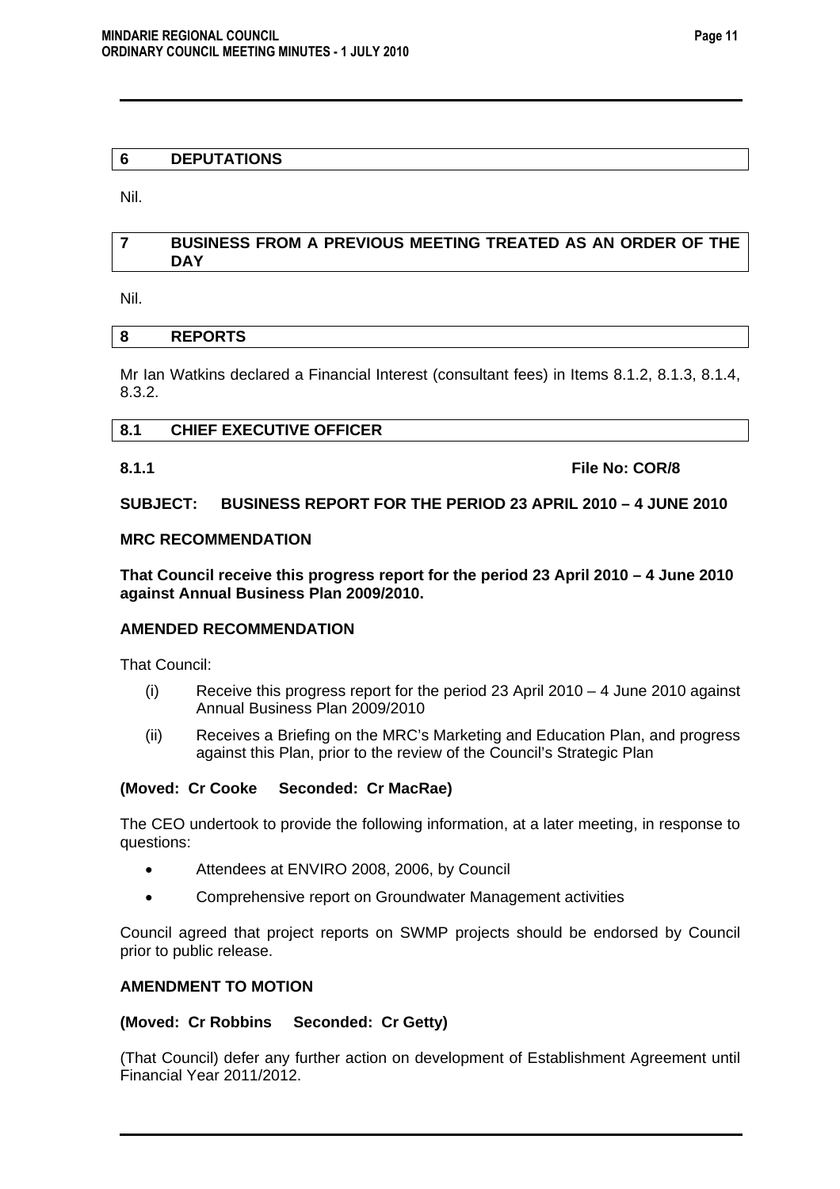## 6 DEPUTATIONS

Nil.

## 7 BUSINESS FROM A PREVIOUS MEETING TREATED AS AN ORDER OF THE DAY

Nil.

## 8 REPORTS

Mr Ian Watkins declared a Financial Interest (consultant fees) in Items 8.1.2, 8.1.3, 8.1.4, 8.3.2.

## 8.1 CHIEF EXECUTIVE OFFICER

**8.1.1** **File No: COR/8**

**SUBJECT: BUSINESS REPORT FOR THE PERIOD 23 APRIL 2010 – 4 JUNE 2010**

**MRC RECOMMENDATION**

**That Council receive this progress report for the period 23 April 2010 – 4 June 2010 against Annual Business Plan 2009/2010.**

**AMENDED RECOMMENDATION**

That Council:

(i) Receive this progress report for the period 23 April 2010 – 4 June 2010 against Annual Business Plan 2009/2010

(ii) Receives a Briefing on the MRC's Marketing and Education Plan, and progress against this Plan, prior to the review of the Council's Strategic Plan

**(Moved: Cr Cooke Seconded: Cr MacRae)**

The CEO undertook to provide the following information, at a later meeting, in response to questions:

- Attendees at ENVIRO 2008, 2006, by Council
- Comprehensive report on Groundwater Management activities

Council agreed that project reports on SWMP projects should be endorsed by Council prior to public release.

**AMENDMENT TO MOTION**

**(Moved: Cr Robbins Seconded: Cr Getty)**

(That Council) defer any further action on development of Establishment Agreement until Financial Year 2011/2012.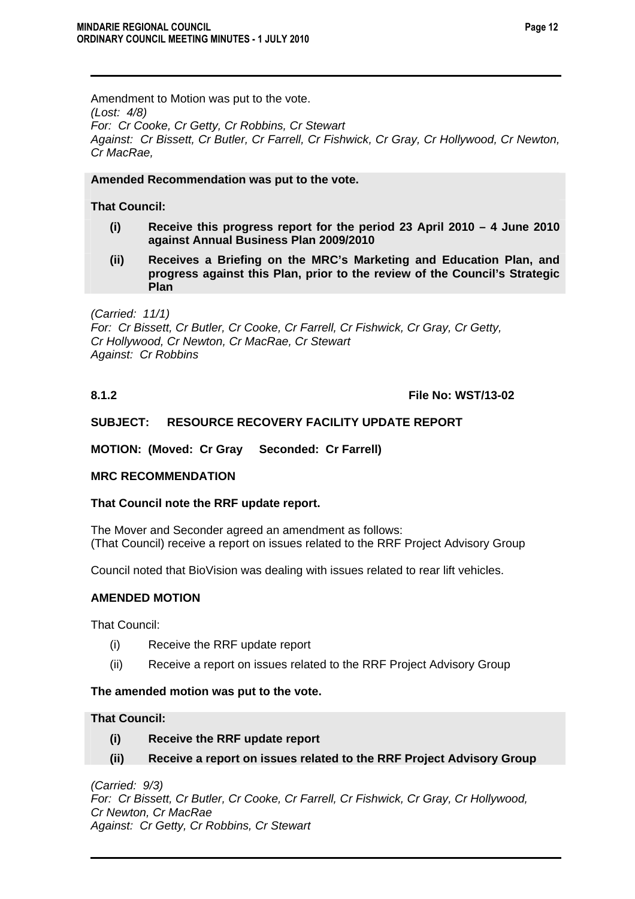Amendment to Motion was put to the vote.
*(Lost: 4/8)*
*For: Cr Cooke, Cr Getty, Cr Robbins, Cr Stewart*
*Against: Cr Bissett, Cr Butler, Cr Farrell, Cr Fishwick, Cr Gray, Cr Hollywood, Cr Newton, Cr MacRae,*

**Amended Recommendation was put to the vote.**

**That Council:**

**(i) Receive this progress report for the period 23 April 2010 – 4 June 2010 against Annual Business Plan 2009/2010**

**(ii) Receives a Briefing on the MRC's Marketing and Education Plan, and progress against this Plan, prior to the review of the Council's Strategic Plan**

*(Carried: 11/1)*
*For: Cr Bissett, Cr Butler, Cr Cooke, Cr Farrell, Cr Fishwick, Cr Gray, Cr Getty, Cr Hollywood, Cr Newton, Cr MacRae, Cr Stewart*
*Against: Cr Robbins*

**8.1.2 File No: WST/13-02**

**SUBJECT: RESOURCE RECOVERY FACILITY UPDATE REPORT**

**MOTION: (Moved: Cr Gray Seconded: Cr Farrell)**

**MRC RECOMMENDATION**

**That Council note the RRF update report.**

The Mover and Seconder agreed an amendment as follows:
(That Council) receive a report on issues related to the RRF Project Advisory Group

Council noted that BioVision was dealing with issues related to rear lift vehicles.

**AMENDED MOTION**

That Council:

(i) Receive the RRF update report

(ii) Receive a report on issues related to the RRF Project Advisory Group

**The amended motion was put to the vote.**

**That Council:**

**(i) Receive the RRF update report**

**(ii) Receive a report on issues related to the RRF Project Advisory Group**

*(Carried: 9/3)*
*For: Cr Bissett, Cr Butler, Cr Cooke, Cr Farrell, Cr Fishwick, Cr Gray, Cr Hollywood, Cr Newton, Cr MacRae*
*Against: Cr Getty, Cr Robbins, Cr Stewart*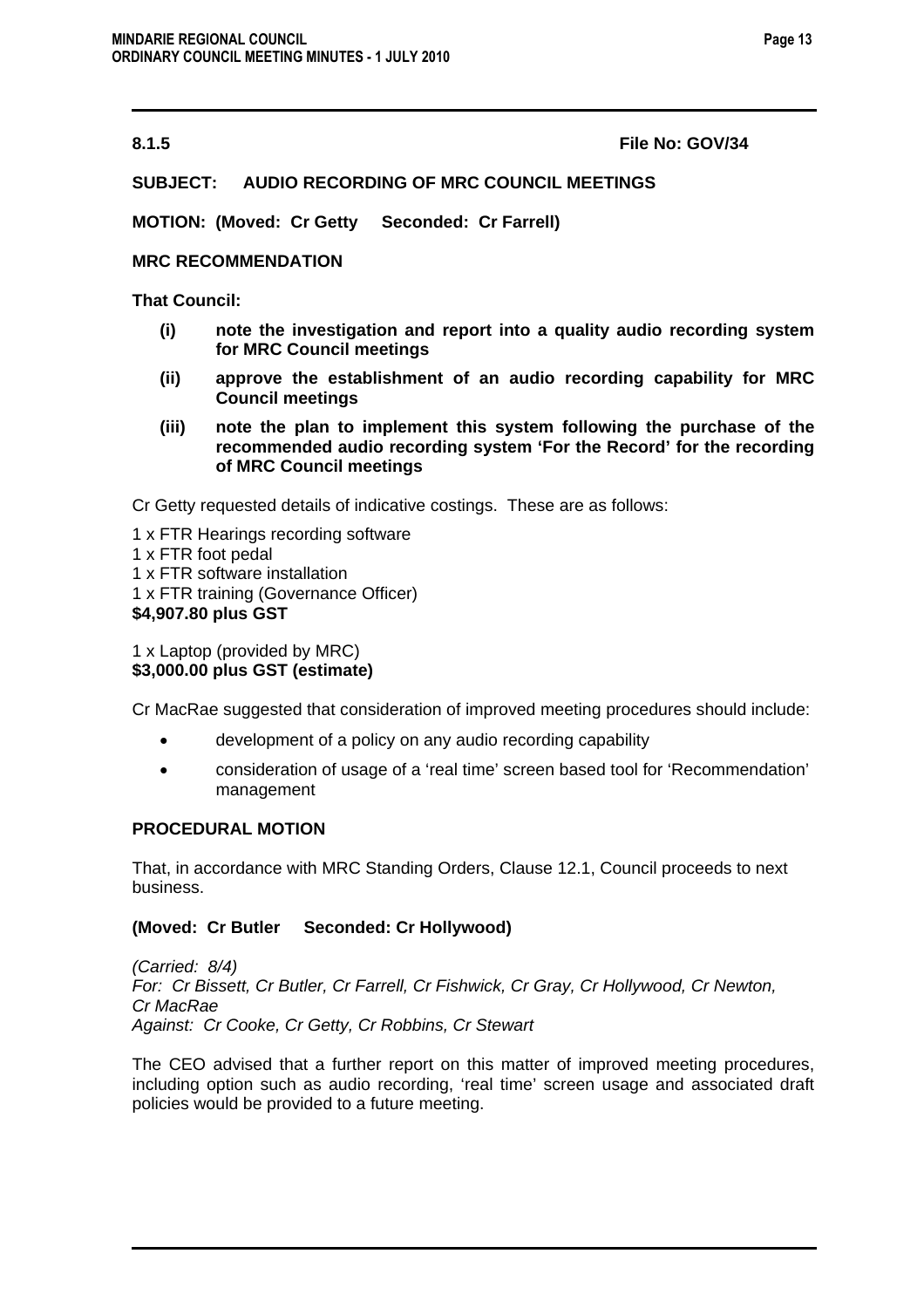**8.1.5** **File No: GOV/34**

**SUBJECT: AUDIO RECORDING OF MRC COUNCIL MEETINGS**

**MOTION: (Moved: Cr Getty Seconded: Cr Farrell)**

**MRC RECOMMENDATION**

**That Council:**

- **(i) note the investigation and report into a quality audio recording system for MRC Council meetings**
- **(ii) approve the establishment of an audio recording capability for MRC Council meetings**
- **(iii) note the plan to implement this system following the purchase of the recommended audio recording system 'For the Record' for the recording of MRC Council meetings**

Cr Getty requested details of indicative costings. These are as follows:

1 x FTR Hearings recording software
1 x FTR foot pedal
1 x FTR software installation
1 x FTR training (Governance Officer)
**$4,907.80 plus GST**

1 x Laptop (provided by MRC)
**$3,000.00 plus GST (estimate)**

Cr MacRae suggested that consideration of improved meeting procedures should include:

- development of a policy on any audio recording capability
- consideration of usage of a 'real time' screen based tool for 'Recommendation' management

**PROCEDURAL MOTION**

That, in accordance with MRC Standing Orders, Clause 12.1, Council proceeds to next business.

**(Moved: Cr Butler Seconded: Cr Hollywood)**

*(Carried: 8/4)*
*For: Cr Bissett, Cr Butler, Cr Farrell, Cr Fishwick, Cr Gray, Cr Hollywood, Cr Newton, Cr MacRae*
*Against: Cr Cooke, Cr Getty, Cr Robbins, Cr Stewart*

The CEO advised that a further report on this matter of improved meeting procedures, including option such as audio recording, 'real time' screen usage and associated draft policies would be provided to a future meeting.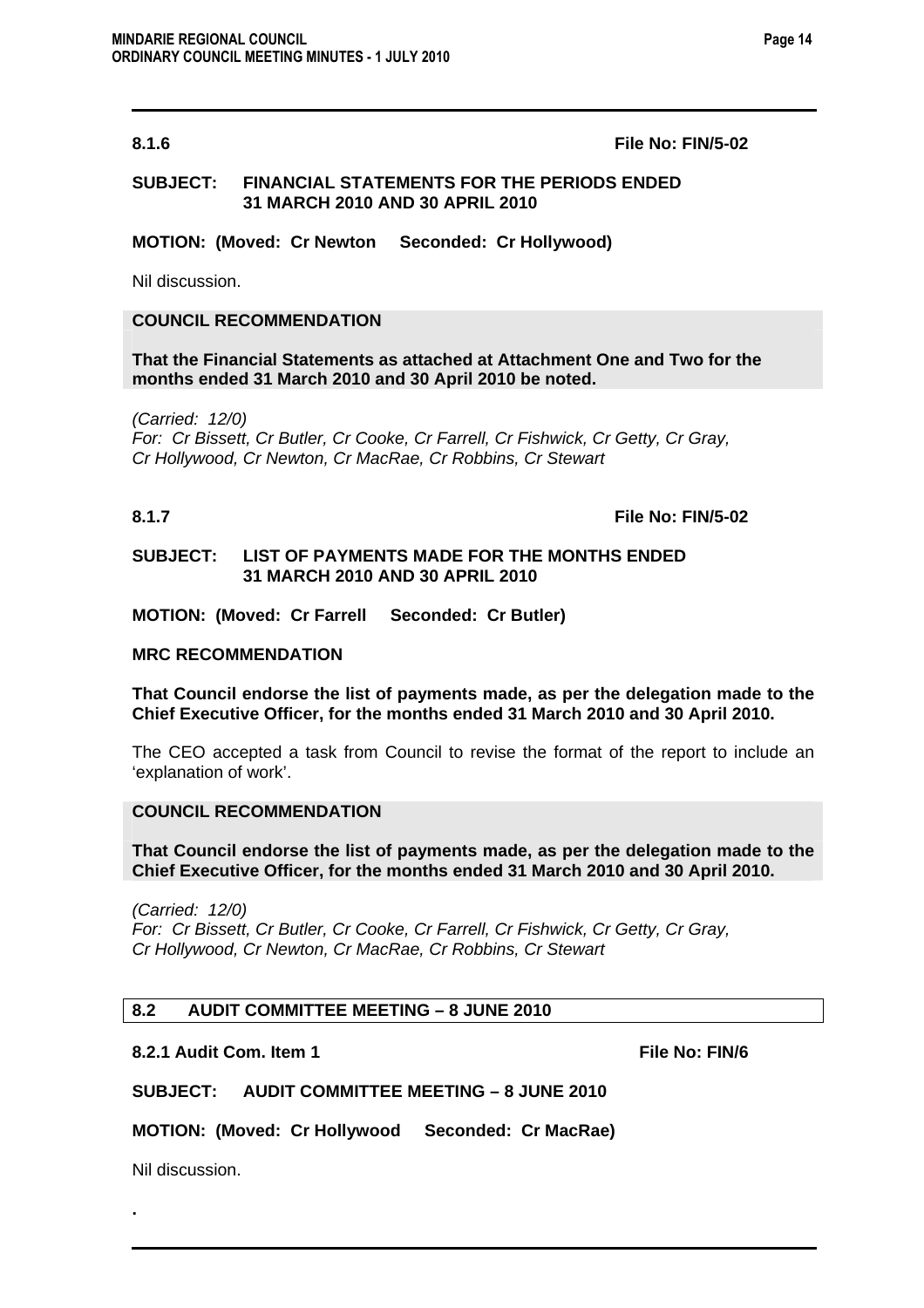**8.1.6** **File No: FIN/5-02**

**SUBJECT: FINANCIAL STATEMENTS FOR THE PERIODS ENDED 31 MARCH 2010 AND 30 APRIL 2010**

**MOTION: (Moved: Cr Newton Seconded: Cr Hollywood)**

Nil discussion.

**COUNCIL RECOMMENDATION**

**That the Financial Statements as attached at Attachment One and Two for the months ended 31 March 2010 and 30 April 2010 be noted.**

*(Carried: 12/0)*
*For: Cr Bissett, Cr Butler, Cr Cooke, Cr Farrell, Cr Fishwick, Cr Getty, Cr Gray, Cr Hollywood, Cr Newton, Cr MacRae, Cr Robbins, Cr Stewart*

**8.1.7** **File No: FIN/5-02**

**SUBJECT: LIST OF PAYMENTS MADE FOR THE MONTHS ENDED 31 MARCH 2010 AND 30 APRIL 2010**

**MOTION: (Moved: Cr Farrell Seconded: Cr Butler)**

**MRC RECOMMENDATION**

**That Council endorse the list of payments made, as per the delegation made to the Chief Executive Officer, for the months ended 31 March 2010 and 30 April 2010.**

The CEO accepted a task from Council to revise the format of the report to include an 'explanation of work'.

**COUNCIL RECOMMENDATION**

**That Council endorse the list of payments made, as per the delegation made to the Chief Executive Officer, for the months ended 31 March 2010 and 30 April 2010.**

*(Carried: 12/0)*
*For: Cr Bissett, Cr Butler, Cr Cooke, Cr Farrell, Cr Fishwick, Cr Getty, Cr Gray, Cr Hollywood, Cr Newton, Cr MacRae, Cr Robbins, Cr Stewart*

## 8.2 AUDIT COMMITTEE MEETING – 8 JUNE 2010

**8.2.1 Audit Com. Item 1** **File No: FIN/6**

**SUBJECT: AUDIT COMMITTEE MEETING – 8 JUNE 2010**

**MOTION: (Moved: Cr Hollywood Seconded: Cr MacRae)**

Nil discussion.

.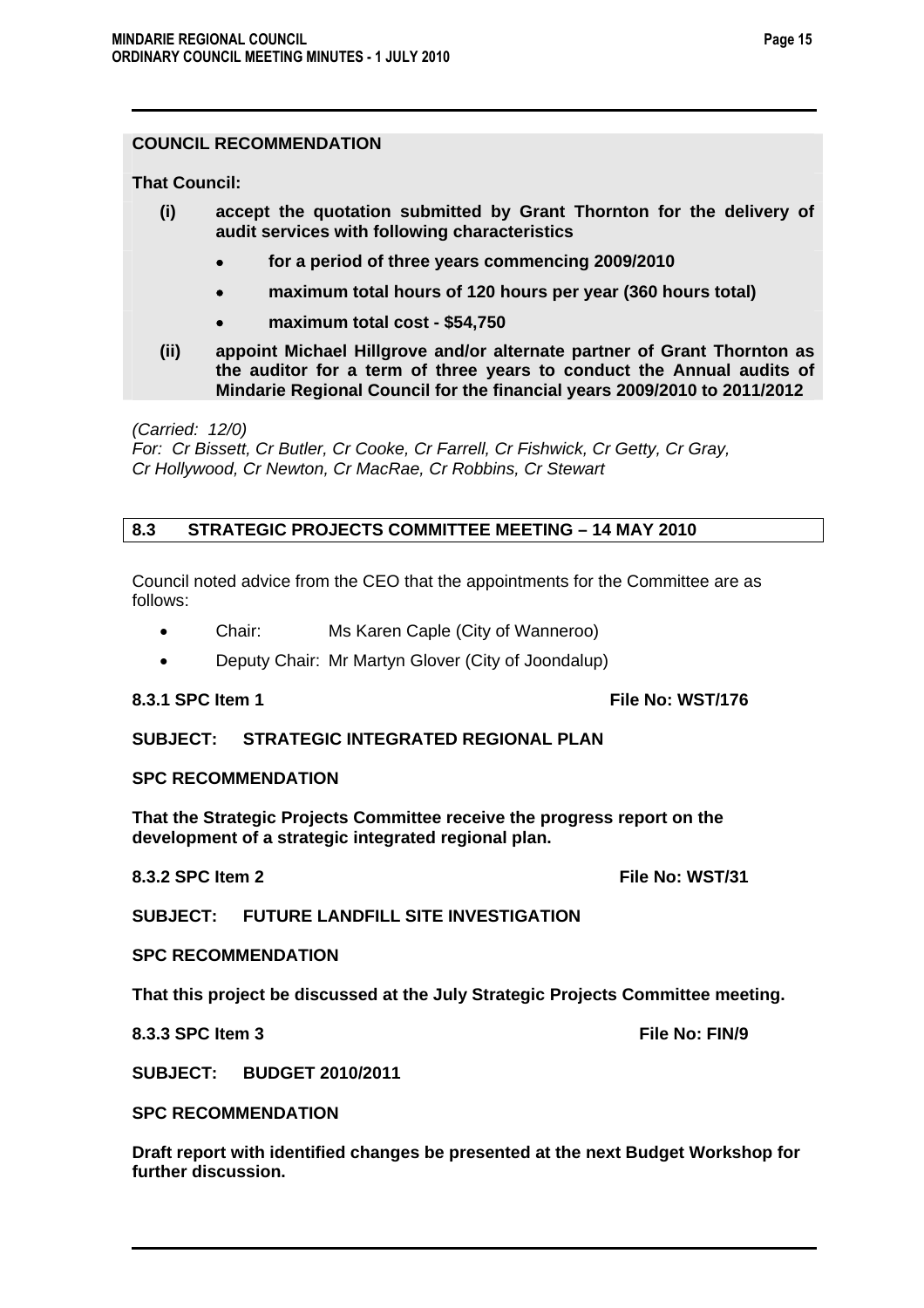**COUNCIL RECOMMENDATION**

**That Council:**

**(i) accept the quotation submitted by Grant Thornton for the delivery of audit services with following characteristics**

- **for a period of three years commencing 2009/2010**
- **maximum total hours of 120 hours per year (360 hours total)**
- **maximum total cost - $54,750**

**(ii) appoint Michael Hillgrove and/or alternate partner of Grant Thornton as the auditor for a term of three years to conduct the Annual audits of Mindarie Regional Council for the financial years 2009/2010 to 2011/2012**

*(Carried: 12/0)*
*For: Cr Bissett, Cr Butler, Cr Cooke, Cr Farrell, Cr Fishwick, Cr Getty, Cr Gray, Cr Hollywood, Cr Newton, Cr MacRae, Cr Robbins, Cr Stewart*

## 8.3 STRATEGIC PROJECTS COMMITTEE MEETING – 14 MAY 2010

Council noted advice from the CEO that the appointments for the Committee are as follows:

- Chair: Ms Karen Caple (City of Wanneroo)
- Deputy Chair: Mr Martyn Glover (City of Joondalup)

**8.3.1 SPC Item 1** **File No: WST/176**

**SUBJECT: STRATEGIC INTEGRATED REGIONAL PLAN**

**SPC RECOMMENDATION**

**That the Strategic Projects Committee receive the progress report on the development of a strategic integrated regional plan.**

**8.3.2 SPC Item 2** **File No: WST/31**

**SUBJECT: FUTURE LANDFILL SITE INVESTIGATION**

**SPC RECOMMENDATION**

**That this project be discussed at the July Strategic Projects Committee meeting.**

**8.3.3 SPC Item 3** **File No: FIN/9**

**SUBJECT: BUDGET 2010/2011**

**SPC RECOMMENDATION**

**Draft report with identified changes be presented at the next Budget Workshop for further discussion.**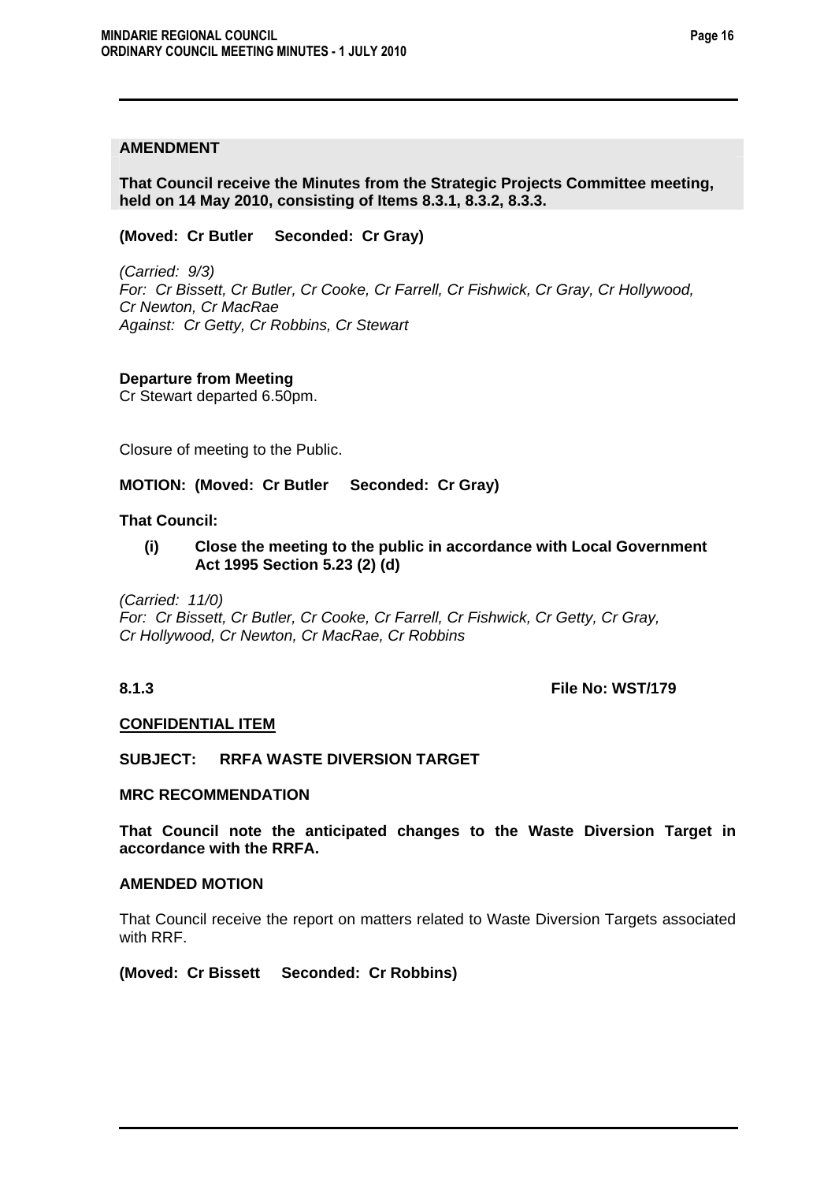**AMENDMENT**

**That Council receive the Minutes from the Strategic Projects Committee meeting, held on 14 May 2010, consisting of Items 8.3.1, 8.3.2, 8.3.3.**

**(Moved: Cr Butler Seconded: Cr Gray)**

*(Carried: 9/3)*
*For: Cr Bissett, Cr Butler, Cr Cooke, Cr Farrell, Cr Fishwick, Cr Gray, Cr Hollywood, Cr Newton, Cr MacRae*
*Against: Cr Getty, Cr Robbins, Cr Stewart*

**Departure from Meeting**
Cr Stewart departed 6.50pm.

Closure of meeting to the Public.

**MOTION: (Moved: Cr Butler Seconded: Cr Gray)**

**That Council:**

**(i) Close the meeting to the public in accordance with Local Government Act 1995 Section 5.23 (2) (d)**

*(Carried: 11/0)*
*For: Cr Bissett, Cr Butler, Cr Cooke, Cr Farrell, Cr Fishwick, Cr Getty, Cr Gray, Cr Hollywood, Cr Newton, Cr MacRae, Cr Robbins*

**8.1.3** **File No: WST/179**

**CONFIDENTIAL ITEM**

**SUBJECT: RRFA WASTE DIVERSION TARGET**

**MRC RECOMMENDATION**

**That Council note the anticipated changes to the Waste Diversion Target in accordance with the RRFA.**

**AMENDED MOTION**

That Council receive the report on matters related to Waste Diversion Targets associated with RRF.

**(Moved: Cr Bissett Seconded: Cr Robbins)**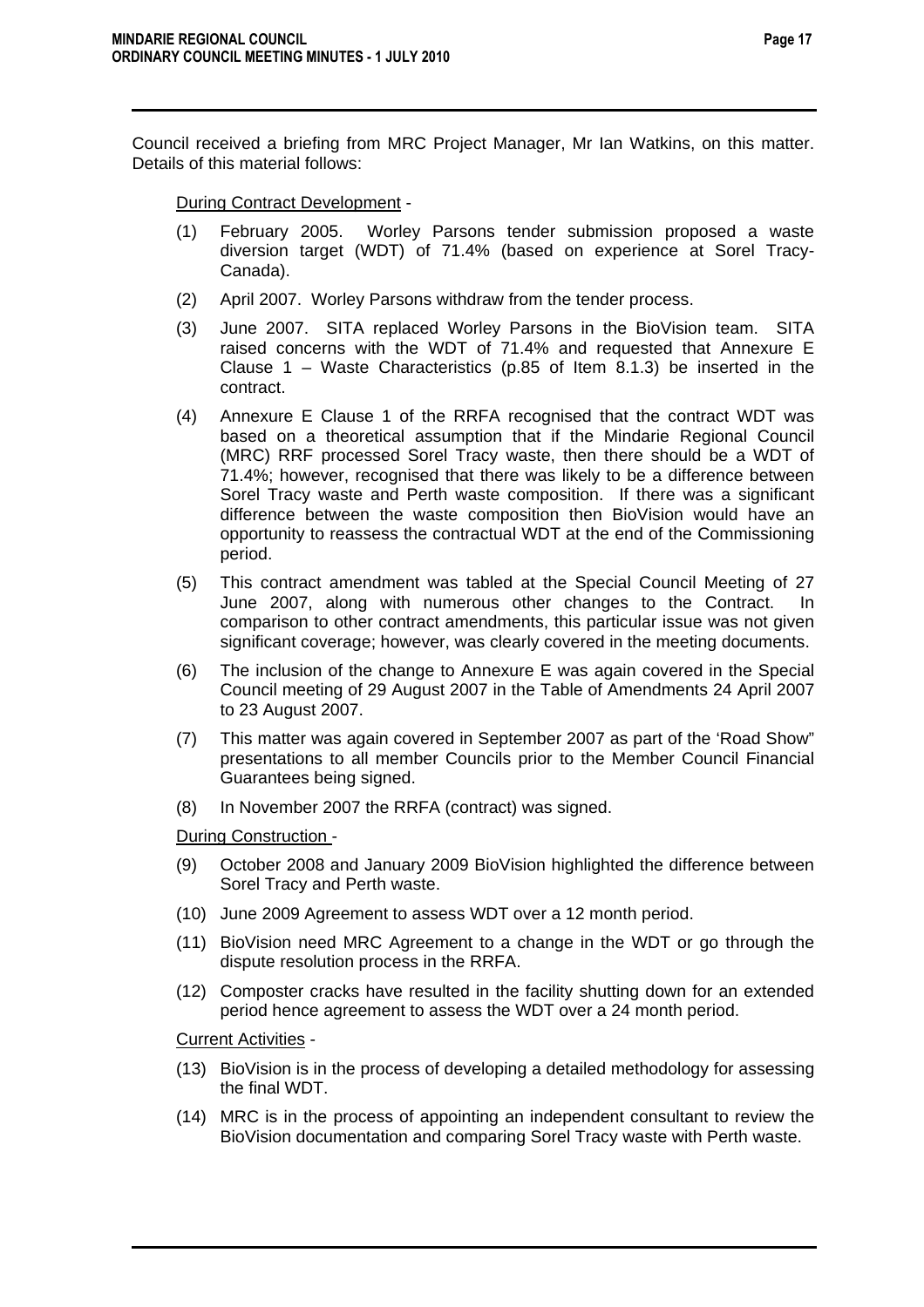Council received a briefing from MRC Project Manager, Mr Ian Watkins, on this matter. Details of this material follows:

<u>During Contract Development</u> -

(1) February 2005. Worley Parsons tender submission proposed a waste diversion target (WDT) of 71.4% (based on experience at Sorel Tracy-Canada).

(2) April 2007. Worley Parsons withdraw from the tender process.

(3) June 2007. SITA replaced Worley Parsons in the BioVision team. SITA raised concerns with the WDT of 71.4% and requested that Annexure E Clause 1 – Waste Characteristics (p.85 of Item 8.1.3) be inserted in the contract.

(4) Annexure E Clause 1 of the RRFA recognised that the contract WDT was based on a theoretical assumption that if the Mindarie Regional Council (MRC) RRF processed Sorel Tracy waste, then there should be a WDT of 71.4%; however, recognised that there was likely to be a difference between Sorel Tracy waste and Perth waste composition. If there was a significant difference between the waste composition then BioVision would have an opportunity to reassess the contractual WDT at the end of the Commissioning period.

(5) This contract amendment was tabled at the Special Council Meeting of 27 June 2007, along with numerous other changes to the Contract. In comparison to other contract amendments, this particular issue was not given significant coverage; however, was clearly covered in the meeting documents.

(6) The inclusion of the change to Annexure E was again covered in the Special Council meeting of 29 August 2007 in the Table of Amendments 24 April 2007 to 23 August 2007.

(7) This matter was again covered in September 2007 as part of the 'Road Show" presentations to all member Councils prior to the Member Council Financial Guarantees being signed.

(8) In November 2007 the RRFA (contract) was signed.

<u>During Construction</u> -

(9) October 2008 and January 2009 BioVision highlighted the difference between Sorel Tracy and Perth waste.

(10) June 2009 Agreement to assess WDT over a 12 month period.

(11) BioVision need MRC Agreement to a change in the WDT or go through the dispute resolution process in the RRFA.

(12) Composter cracks have resulted in the facility shutting down for an extended period hence agreement to assess the WDT over a 24 month period.

<u>Current Activities</u> -

(13) BioVision is in the process of developing a detailed methodology for assessing the final WDT.

(14) MRC is in the process of appointing an independent consultant to review the BioVision documentation and comparing Sorel Tracy waste with Perth waste.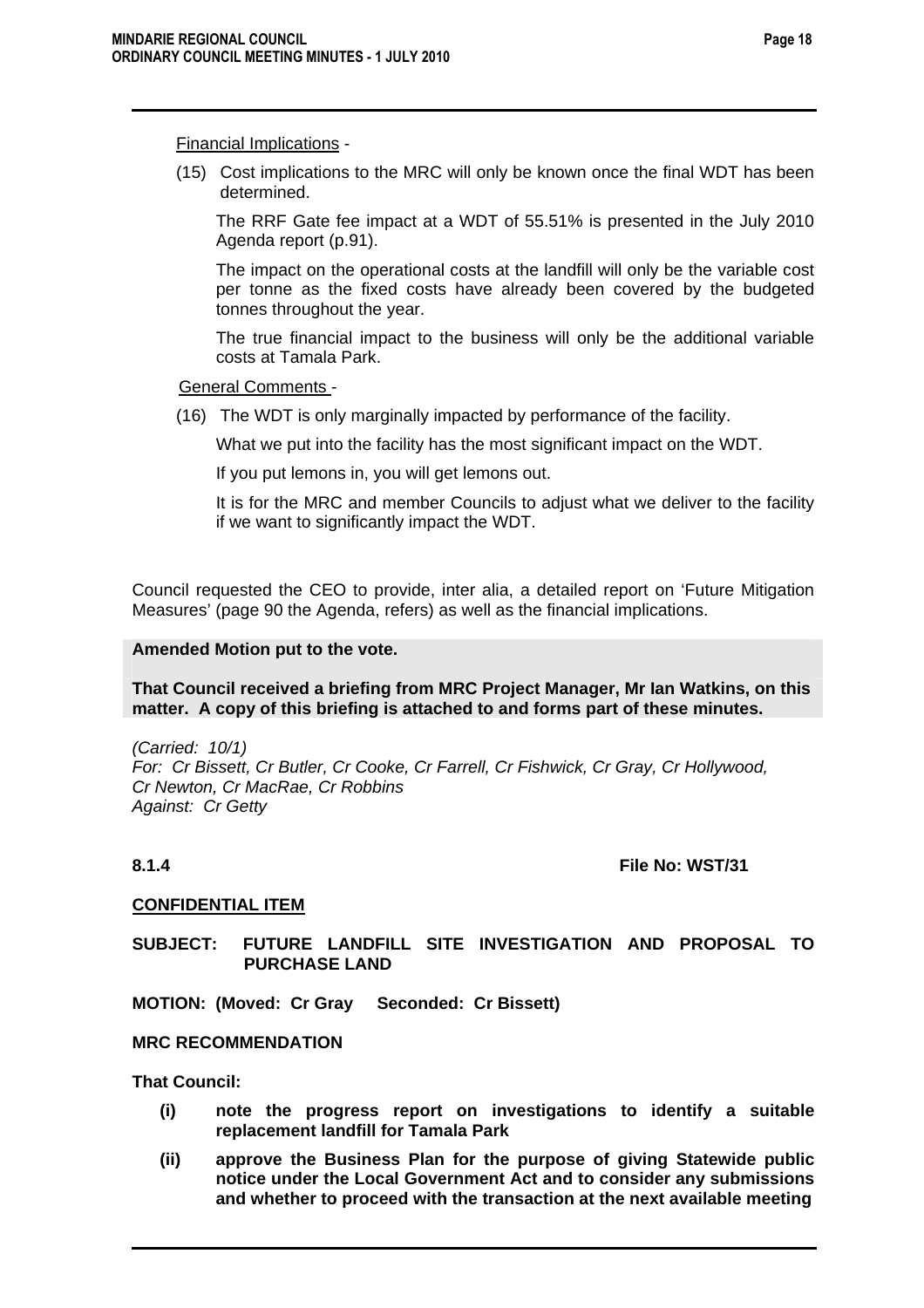Financial Implications -

(15) Cost implications to the MRC will only be known once the final WDT has been determined.

The RRF Gate fee impact at a WDT of 55.51% is presented in the July 2010 Agenda report (p.91).

The impact on the operational costs at the landfill will only be the variable cost per tonne as the fixed costs have already been covered by the budgeted tonnes throughout the year.

The true financial impact to the business will only be the additional variable costs at Tamala Park.

General Comments -

(16) The WDT is only marginally impacted by performance of the facility.

What we put into the facility has the most significant impact on the WDT.

If you put lemons in, you will get lemons out.

It is for the MRC and member Councils to adjust what we deliver to the facility if we want to significantly impact the WDT.

Council requested the CEO to provide, inter alia, a detailed report on 'Future Mitigation Measures' (page 90 the Agenda, refers) as well as the financial implications.

**Amended Motion put to the vote.**

**That Council received a briefing from MRC Project Manager, Mr Ian Watkins, on this matter. A copy of this briefing is attached to and forms part of these minutes.**

*(Carried: 10/1)*
*For: Cr Bissett, Cr Butler, Cr Cooke, Cr Farrell, Cr Fishwick, Cr Gray, Cr Hollywood, Cr Newton, Cr MacRae, Cr Robbins*
*Against: Cr Getty*

**8.1.4** **File No: WST/31**

**CONFIDENTIAL ITEM**

**SUBJECT: FUTURE LANDFILL SITE INVESTIGATION AND PROPOSAL TO PURCHASE LAND**

**MOTION: (Moved: Cr Gray Seconded: Cr Bissett)**

**MRC RECOMMENDATION**

**That Council:**

**(i) note the progress report on investigations to identify a suitable replacement landfill for Tamala Park**

**(ii) approve the Business Plan for the purpose of giving Statewide public notice under the Local Government Act and to consider any submissions and whether to proceed with the transaction at the next available meeting**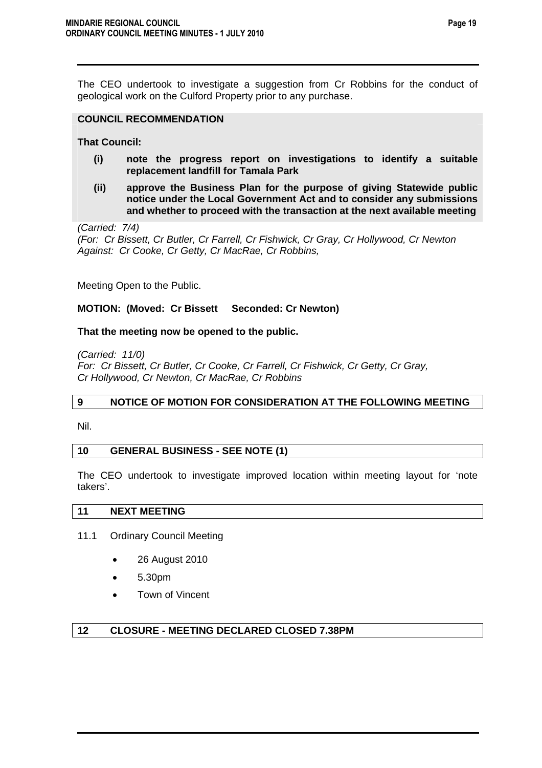The CEO undertook to investigate a suggestion from Cr Robbins for the conduct of geological work on the Culford Property prior to any purchase.

**COUNCIL RECOMMENDATION**

**That Council:**

**(i) note the progress report on investigations to identify a suitable replacement landfill for Tamala Park**

**(ii) approve the Business Plan for the purpose of giving Statewide public notice under the Local Government Act and to consider any submissions and whether to proceed with the transaction at the next available meeting**

*(Carried: 7/4)*
*(For: Cr Bissett, Cr Butler, Cr Farrell, Cr Fishwick, Cr Gray, Cr Hollywood, Cr Newton*
*Against: Cr Cooke, Cr Getty, Cr MacRae, Cr Robbins,*

Meeting Open to the Public.

**MOTION: (Moved: Cr Bissett Seconded: Cr Newton)**

**That the meeting now be opened to the public.**

*(Carried: 11/0)*
*For: Cr Bissett, Cr Butler, Cr Cooke, Cr Farrell, Cr Fishwick, Cr Getty, Cr Gray, Cr Hollywood, Cr Newton, Cr MacRae, Cr Robbins*

## 9 NOTICE OF MOTION FOR CONSIDERATION AT THE FOLLOWING MEETING

Nil.

## 10 GENERAL BUSINESS - SEE NOTE (1)

The CEO undertook to investigate improved location within meeting layout for 'note takers'.

## 11 NEXT MEETING

11.1 Ordinary Council Meeting

- 26 August 2010
- 5.30pm
- Town of Vincent

## 12 CLOSURE - MEETING DECLARED CLOSED 7.38PM